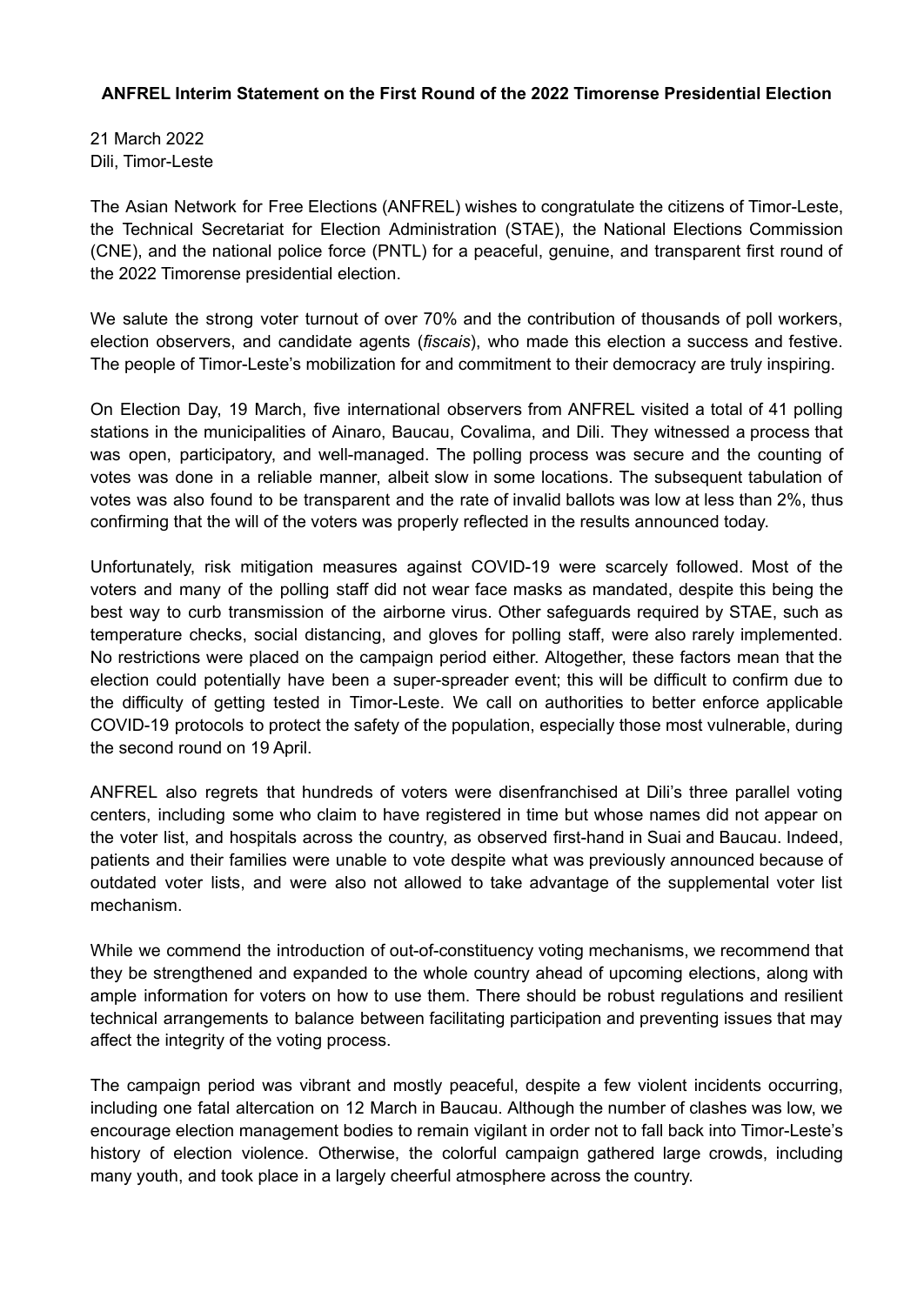**ANFREL Interim Statement on the First Round of the 2022 Timorense Presidential Election**

21 March 2022
Dili, Timor-Leste

The Asian Network for Free Elections (ANFREL) wishes to congratulate the citizens of Timor-Leste, the Technical Secretariat for Election Administration (STAE), the National Elections Commission (CNE), and the national police force (PNTL) for a peaceful, genuine, and transparent first round of the 2022 Timorense presidential election.

We salute the strong voter turnout of over 70% and the contribution of thousands of poll workers, election observers, and candidate agents (*fiscais*), who made this election a success and festive. The people of Timor-Leste's mobilization for and commitment to their democracy are truly inspiring.

On Election Day, 19 March, five international observers from ANFREL visited a total of 41 polling stations in the municipalities of Ainaro, Baucau, Covalima, and Dili. They witnessed a process that was open, participatory, and well-managed. The polling process was secure and the counting of votes was done in a reliable manner, albeit slow in some locations. The subsequent tabulation of votes was also found to be transparent and the rate of invalid ballots was low at less than 2%, thus confirming that the will of the voters was properly reflected in the results announced today.

Unfortunately, risk mitigation measures against COVID-19 were scarcely followed. Most of the voters and many of the polling staff did not wear face masks as mandated, despite this being the best way to curb transmission of the airborne virus. Other safeguards required by STAE, such as temperature checks, social distancing, and gloves for polling staff, were also rarely implemented. No restrictions were placed on the campaign period either. Altogether, these factors mean that the election could potentially have been a super-spreader event; this will be difficult to confirm due to the difficulty of getting tested in Timor-Leste. We call on authorities to better enforce applicable COVID-19 protocols to protect the safety of the population, especially those most vulnerable, during the second round on 19 April.

ANFREL also regrets that hundreds of voters were disenfranchised at Dili's three parallel voting centers, including some who claim to have registered in time but whose names did not appear on the voter list, and hospitals across the country, as observed first-hand in Suai and Baucau. Indeed, patients and their families were unable to vote despite what was previously announced because of outdated voter lists, and were also not allowed to take advantage of the supplemental voter list mechanism.

While we commend the introduction of out-of-constituency voting mechanisms, we recommend that they be strengthened and expanded to the whole country ahead of upcoming elections, along with ample information for voters on how to use them. There should be robust regulations and resilient technical arrangements to balance between facilitating participation and preventing issues that may affect the integrity of the voting process.

The campaign period was vibrant and mostly peaceful, despite a few violent incidents occurring, including one fatal altercation on 12 March in Baucau. Although the number of clashes was low, we encourage election management bodies to remain vigilant in order not to fall back into Timor-Leste's history of election violence. Otherwise, the colorful campaign gathered large crowds, including many youth, and took place in a largely cheerful atmosphere across the country.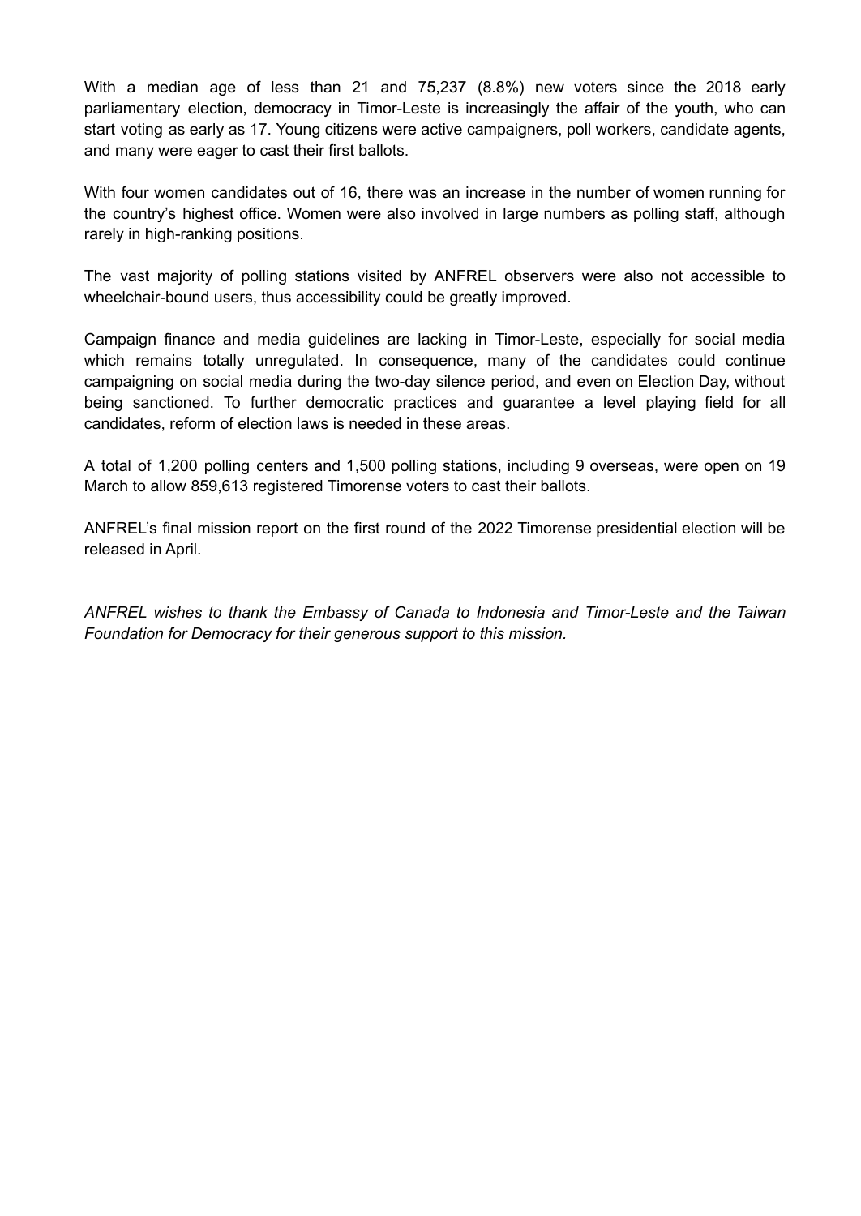With a median age of less than 21 and 75,237 (8.8%) new voters since the 2018 early parliamentary election, democracy in Timor-Leste is increasingly the affair of the youth, who can start voting as early as 17. Young citizens were active campaigners, poll workers, candidate agents, and many were eager to cast their first ballots.

With four women candidates out of 16, there was an increase in the number of women running for the country's highest office. Women were also involved in large numbers as polling staff, although rarely in high-ranking positions.

The vast majority of polling stations visited by ANFREL observers were also not accessible to wheelchair-bound users, thus accessibility could be greatly improved.

Campaign finance and media guidelines are lacking in Timor-Leste, especially for social media which remains totally unregulated. In consequence, many of the candidates could continue campaigning on social media during the two-day silence period, and even on Election Day, without being sanctioned. To further democratic practices and guarantee a level playing field for all candidates, reform of election laws is needed in these areas.

A total of 1,200 polling centers and 1,500 polling stations, including 9 overseas, were open on 19 March to allow 859,613 registered Timorense voters to cast their ballots.

ANFREL's final mission report on the first round of the 2022 Timorense presidential election will be released in April.

*ANFREL wishes to thank the Embassy of Canada to Indonesia and Timor-Leste and the Taiwan Foundation for Democracy for their generous support to this mission.*